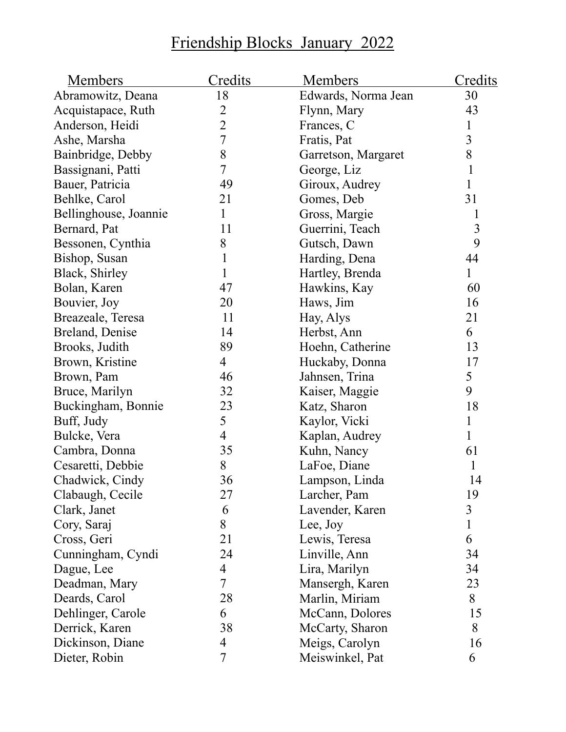# Friendship Blocks January 2022

| Members | Credits | Members | Credits |
|---|---|---|---|
| Abramowitz, Deana | 18 | Edwards, Norma Jean | 30 |
| Acquistapace, Ruth | 2 | Flynn, Mary | 43 |
| Anderson, Heidi | 2 | Frances, C | 1 |
| Ashe, Marsha | 7 | Fratis, Pat | 3 |
| Bainbridge, Debby | 8 | Garretson, Margaret | 8 |
| Bassignani, Patti | 7 | George, Liz | 1 |
| Bauer, Patricia | 49 | Giroux, Audrey | 1 |
| Behlke, Carol | 21 | Gomes, Deb | 31 |
| Bellinghouse, Joannie | 1 | Gross, Margie | 1 |
| Bernard, Pat | 11 | Guerrini, Teach | 3 |
| Bessonen, Cynthia | 8 | Gutsch, Dawn | 9 |
| Bishop, Susan | 1 | Harding, Dena | 44 |
| Black, Shirley | 1 | Hartley, Brenda | 1 |
| Bolan, Karen | 47 | Hawkins, Kay | 60 |
| Bouvier, Joy | 20 | Haws, Jim | 16 |
| Breazeale, Teresa | 11 | Hay, Alys | 21 |
| Breland, Denise | 14 | Herbst, Ann | 6 |
| Brooks, Judith | 89 | Hoehn, Catherine | 13 |
| Brown, Kristine | 4 | Huckaby, Donna | 17 |
| Brown, Pam | 46 | Jahnsen, Trina | 5 |
| Bruce, Marilyn | 32 | Kaiser, Maggie | 9 |
| Buckingham, Bonnie | 23 | Katz, Sharon | 18 |
| Buff, Judy | 5 | Kaylor, Vicki | 1 |
| Bulcke, Vera | 4 | Kaplan, Audrey | 1 |
| Cambra, Donna | 35 | Kuhn, Nancy | 61 |
| Cesaretti, Debbie | 8 | LaFoe, Diane | 1 |
| Chadwick, Cindy | 36 | Lampson, Linda | 14 |
| Clabaugh, Cecile | 27 | Larcher, Pam | 19 |
| Clark, Janet | 6 | Lavender, Karen | 3 |
| Cory, Saraj | 8 | Lee, Joy | 1 |
| Cross, Geri | 21 | Lewis, Teresa | 6 |
| Cunningham, Cyndi | 24 | Linville, Ann | 34 |
| Dague, Lee | 4 | Lira, Marilyn | 34 |
| Deadman, Mary | 7 | Mansergh, Karen | 23 |
| Deards, Carol | 28 | Marlin, Miriam | 8 |
| Dehlinger, Carole | 6 | McCann, Dolores | 15 |
| Derrick, Karen | 38 | McCarty, Sharon | 8 |
| Dickinson, Diane | 4 | Meigs, Carolyn | 16 |
| Dieter, Robin | 7 | Meiswinkel, Pat | 6 |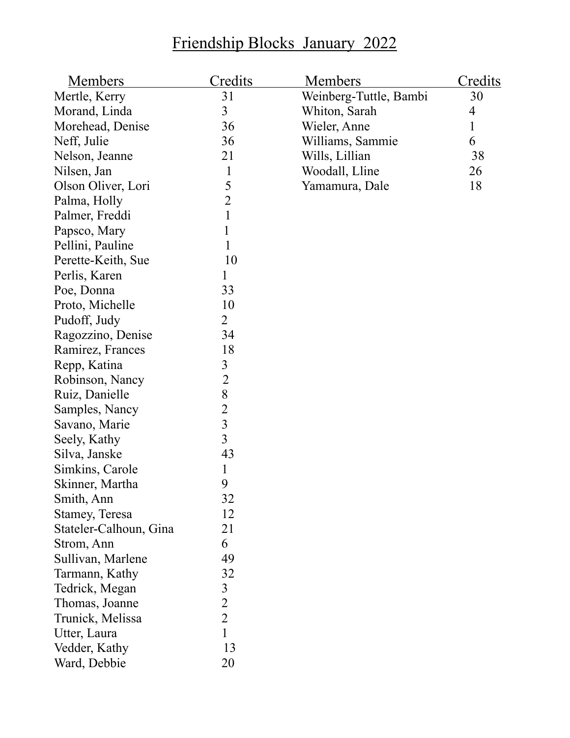# Friendship Blocks January 2022

| Members | Credits | Members | Credits |
|---|---|---|---|
| Mertle, Kerry | 31 | Weinberg-Tuttle, Bambi | 30 |
| Morand, Linda | 3 | Whiton, Sarah | 4 |
| Morehead, Denise | 36 | Wieler, Anne | 1 |
| Neff, Julie | 36 | Williams, Sammie | 6 |
| Nelson, Jeanne | 21 | Wills, Lillian | 38 |
| Nilsen, Jan | 1 | Woodall, Lline | 26 |
| Olson Oliver, Lori | 5 | Yamamura, Dale | 18 |
| Palma, Holly | 2 | | |
| Palmer, Freddi | 1 | | |
| Papsco, Mary | 1 | | |
| Pellini, Pauline | 1 | | |
| Perette-Keith, Sue | 10 | | |
| Perlis, Karen | 1 | | |
| Poe, Donna | 33 | | |
| Proto, Michelle | 10 | | |
| Pudoff, Judy | 2 | | |
| Ragozzino, Denise | 34 | | |
| Ramirez, Frances | 18 | | |
| Repp, Katina | 3 | | |
| Robinson, Nancy | 2 | | |
| Ruiz, Danielle | 8 | | |
| Samples, Nancy | 2 | | |
| Savano, Marie | 3 | | |
| Seely, Kathy | 3 | | |
| Silva, Janske | 43 | | |
| Simkins, Carole | 1 | | |
| Skinner, Martha | 9 | | |
| Smith, Ann | 32 | | |
| Stamey, Teresa | 12 | | |
| Stateler-Calhoun, Gina | 21 | | |
| Strom, Ann | 6 | | |
| Sullivan, Marlene | 49 | | |
| Tarmann, Kathy | 32 | | |
| Tedrick, Megan | 3 | | |
| Thomas, Joanne | 2 | | |
| Trunick, Melissa | 2 | | |
| Utter, Laura | 1 | | |
| Vedder, Kathy | 13 | | |
| Ward, Debbie | 20 | | |